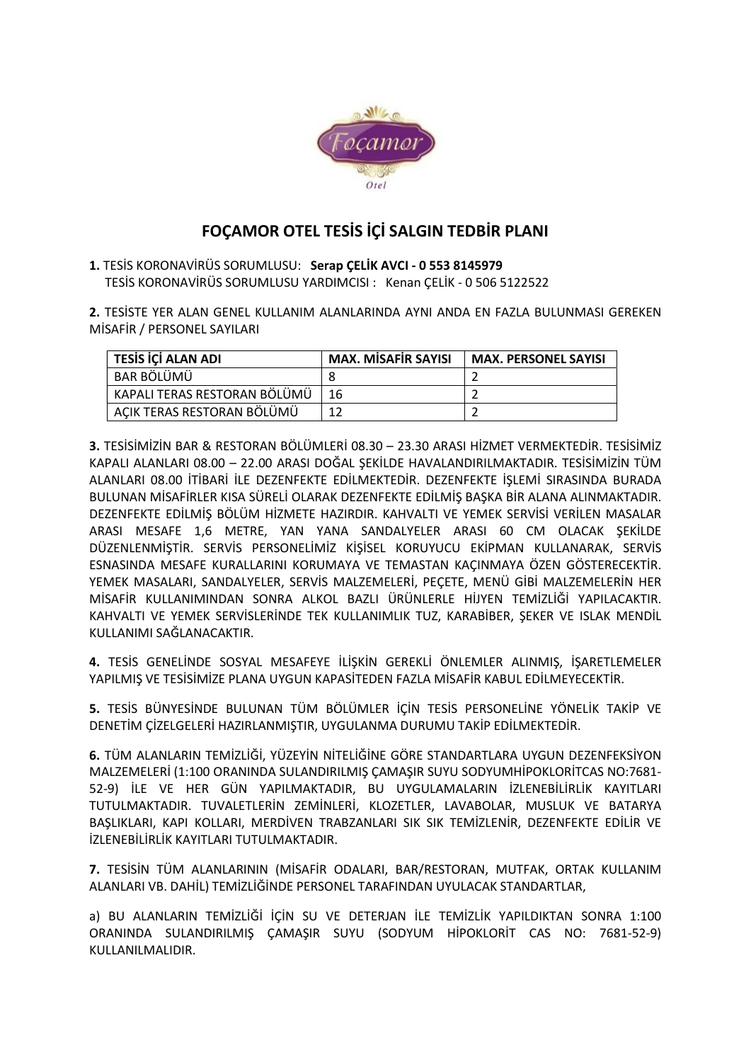Foçamor Otel

# FOÇAMOR OTEL TESİS İÇİ SALGIN TEDBİR PLANI

**1.** TESİS KORONAVİRÜS SORUMLUSU: **Serap ÇELİK AVCI - 0 553 8145979**
TESİS KORONAVİRÜS SORUMLUSU YARDIMCISI : Kenan ÇELİK - 0 506 5122522

**2.** TESİSTE YER ALAN GENEL KULLANIM ALANLARINDA AYNI ANDA EN FAZLA BULUNMASI GEREKEN MİSAFİR / PERSONEL SAYILARI

| TESİS İÇİ ALAN ADI | MAX. MİSAFİR SAYISI | MAX. PERSONEL SAYISI |
|---|---|---|
| BAR BÖLÜMÜ | 8 | 2 |
| KAPALI TERAS RESTORAN BÖLÜMÜ | 16 | 2 |
| AÇIK TERAS RESTORAN BÖLÜMÜ | 12 | 2 |

**3.** TESİSİMİZİN BAR & RESTORAN BÖLÜMLERİ 08.30 – 23.30 ARASI HİZMET VERMEKTEDİR. TESİSİMİZ KAPALI ALANLARI 08.00 – 22.00 ARASI DOĞAL ŞEKİLDE HAVALANDIRILMAKTADIR. TESİSİMİZİN TÜM ALANLARI 08.00 İTİBARİ İLE DEZENFEKTE EDİLMEKTEDİR. DEZENFEKTE İŞLEMİ SIRASINDA BURADA BULUNAN MİSAFİRLER KISA SÜRELİ OLARAK DEZENFEKTE EDİLMİŞ BAŞKA BİR ALANA ALINMAKTADIR. DEZENFEKTE EDİLMİŞ BÖLÜM HİZMETE HAZIRDIR. KAHVALTI VE YEMEK SERVİSİ VERİLEN MASALAR ARASI MESAFE 1,6 METRE, YAN YANA SANDALYELER ARASI 60 CM OLACAK ŞEKİLDE DÜZENLENMİŞTİR. SERVİS PERSONELİMİZ KİŞİSEL KORUYUCU EKİPMAN KULLANARAK, SERVİS ESNASINDA MESAFE KURALLARINI KORUMAYA VE TEMASTAN KAÇINMAYA ÖZEN GÖSTERECEKTİR. YEMEK MASALARI, SANDALYELER, SERVİS MALZEMELERİ, PEÇETE, MENÜ GİBİ MALZEMELERİN HER MİSAFİR KULLANIMINDAN SONRA ALKOL BAZLI ÜRÜNLERLE HİJYEN TEMİZLİĞİ YAPILACAKTIR. KAHVALTI VE YEMEK SERVİSLERİNDE TEK KULLANIMLIK TUZ, KARABİBER, ŞEKER VE ISLAK MENDİL KULLANIMI SAĞLANACAKTIR.

**4.** TESİS GENELİNDE SOSYAL MESAFEYE İLİŞKİN GEREKLİ ÖNLEMLER ALINMIŞ, İŞARETLEMELER YAPILMIŞ VE TESİSİMİZE PLANA UYGUN KAPASİTEDEN FAZLA MİSAFİR KABUL EDİLMEYECEKTİR.

**5.** TESİS BÜNYESİNDE BULUNAN TÜM BÖLÜMLER İÇİN TESİS PERSONELİNE YÖNELİK TAKİP VE DENETİM ÇİZELGELERİ HAZIRLANMIŞTIR, UYGULANMA DURUMU TAKİP EDİLMEKTEDİR.

**6.** TÜM ALANLARIN TEMİZLİĞİ, YÜZEYİN NİTELİĞİNE GÖRE STANDARTLARA UYGUN DEZENFEKSİYON MALZEMELERİ (1:100 ORANINDA SULANDIRILMIŞ ÇAMAŞIR SUYU SODYUMHİPOKLORİTCAS NO:7681-52-9) İLE VE HER GÜN YAPILMAKTADIR, BU UYGULAMALARIN İZLENEBİLİRLİK KAYITLARI TUTULMAKTADIR. TUVALETLERİN ZEMİNLERİ, KLOZETLER, LAVABOLAR, MUSLUK VE BATARYA BAŞLIKLARI, KAPI KOLLARI, MERDİVEN TRABZANLARI SIK SIK TEMİZLENİR, DEZENFEKTE EDİLİR VE İZLENEBİLİRLİK KAYITLARI TUTULMAKTADIR.

**7.** TESİSİN TÜM ALANLARININ (MİSAFİR ODALARI, BAR/RESTORAN, MUTFAK, ORTAK KULLANIM ALANLARI VB. DAHİL) TEMİZLİĞİNDE PERSONEL TARAFINDAN UYULACAK STANDARTLAR,

a) BU ALANLARIN TEMİZLİĞİ İÇİN SU VE DETERJAN İLE TEMİZLİK YAPILDIKTAN SONRA 1:100 ORANINDA SULANDIRILMIŞ ÇAMAŞIR SUYU (SODYUM HİPOKLORİT CAS NO: 7681-52-9) KULLANILMALIDIR.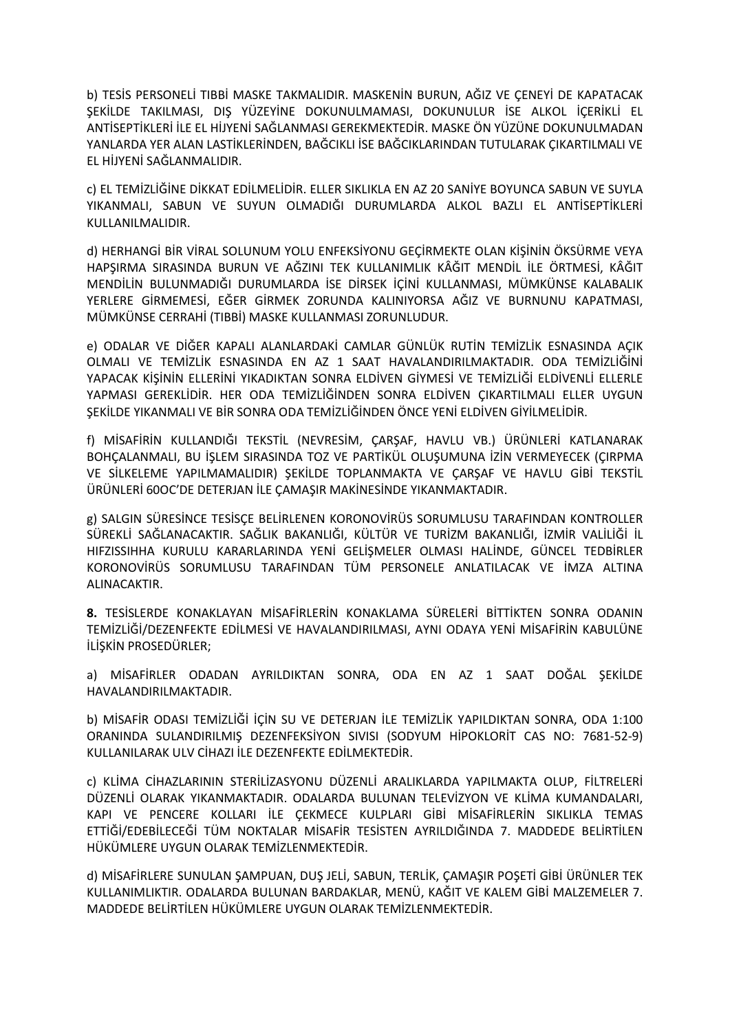b) TESİS PERSONELİ TIBBİ MASKE TAKMALIDIR. MASKENİN BURUN, AĞIZ VE ÇENEYİ DE KAPATACAK ŞEKİLDE TAKILMASI, DIŞ YÜZEYİNE DOKUNULMAMASI, DOKUNULUR İSE ALKOL İÇERİKLİ EL ANTİSEPTİKLERİ İLE EL HİJYENİ SAĞLANMASI GEREKMEKTEDİR. MASKE ÖN YÜZÜNE DOKUNULMADAN YANLARDA YER ALAN LASTİKLERİNDEN, BAĞCIKLI İSE BAĞCIKLARINDAN TUTULARAK ÇIKARTILMALI VE EL HİJYENİ SAĞLANMALIDIR.

c) EL TEMİZLİĞİNE DİKKAT EDİLMELİDİR. ELLER SIKLIKLA EN AZ 20 SANİYE BOYUNCA SABUN VE SUYLA YIKANMALI, SABUN VE SUYUN OLMADIĞI DURUMLARDA ALKOL BAZLI EL ANTİSEPTİKLERİ KULLANILMALIDIR.

d) HERHANGİ BİR VİRAL SOLUNUM YOLU ENFEKSİYONU GEÇİRMEKTE OLAN KİŞİNİN ÖKSÜRME VEYA HAPŞIRMA SIRASINDA BURUN VE AĞZINI TEK KULLANIMLIK KÂĞIT MENDİL İLE ÖRTMESİ, KÂĞIT MENDİLİN BULUNMADIĞI DURUMLARDA İSE DİRSEK İÇİNİ KULLANMASI, MÜMKÜNSE KALABALIK YERLERE GİRMEMESİ, EĞER GİRMEK ZORUNDA KALINIYORSA AĞIZ VE BURNUNU KAPATMASI, MÜMKÜNSE CERRAHİ (TIBBİ) MASKE KULLANMASI ZORUNLUDUR.

e) ODALAR VE DİĞER KAPALI ALANLARDAKİ CAMLAR GÜNLÜK RUTİN TEMİZLİK ESNASINDA AÇIK OLMALI VE TEMİZLİK ESNASINDA EN AZ 1 SAAT HAVALANDIRILMAKTADIR. ODA TEMİZLİĞİNİ YAPACAK KİŞİNİN ELLERİNİ YIKADIKTAN SONRA ELDİVEN GİYMESİ VE TEMİZLİĞİ ELDİVENLİ ELLERLE YAPMASI GEREKLİDİR. HER ODA TEMİZLİĞİNDEN SONRA ELDİVEN ÇIKARTILMALI ELLER UYGUN ŞEKİLDE YIKANMALI VE BİR SONRA ODA TEMİZLİĞİNDEN ÖNCE YENİ ELDİVEN GİYİLMELİDİR.

f) MİSAFİRİN KULLANDIĞI TEKSTİL (NEVRESİM, ÇARŞAF, HAVLU VB.) ÜRÜNLERİ KATLANARAK BOHÇALANMALI, BU İŞLEM SIRASINDA TOZ VE PARTİKÜL OLUŞUMUNA İZİN VERMEYECEK (ÇIRPMA VE SİLKELEME YAPILMAMALIDIR) ŞEKİLDE TOPLANMAKTA VE ÇARŞAF VE HAVLU GİBİ TEKSTİL ÜRÜNLERİ 60OC'DE DETERJAN İLE ÇAMAŞIR MAKİNESİNDE YIKANMAKTADIR.

g) SALGIN SÜRESİNCE TESİSÇE BELİRLENEN KORONOVİRÜS SORUMLUSU TARAFINDAN KONTROLLER SÜREKLİ SAĞLANACAKTIR. SAĞLIK BAKANLIĞI, KÜLTÜR VE TURİZM BAKANLIĞI, İZMİR VALİLİĞİ İL HIFZISSIHHA KURULU KARARLARINDA YENİ GELİŞMELER OLMASI HALİNDE, GÜNCEL TEDBİRLER KORONOVİRÜS SORUMLUSU TARAFINDAN TÜM PERSONELE ANLATILACAK VE İMZA ALTINA ALINACAKTIR.

**8.** TESİSLERDE KONAKLAYAN MİSAFİRLERİN KONAKLAMA SÜRELERİ BİTTİKTEN SONRA ODANIN TEMİZLİĞİ/DEZENFEKTE EDİLMESİ VE HAVALANDIRILMASI, AYNI ODAYA YENİ MİSAFİRİN KABULÜNE İLİŞKİN PROSEDÜRLER;

a) MİSAFİRLER ODADAN AYRILDIKTAN SONRA, ODA EN AZ 1 SAAT DOĞAL ŞEKİLDE HAVALANDIRILMAKTADIR.

b) MİSAFİR ODASI TEMİZLİĞİ İÇİN SU VE DETERJAN İLE TEMİZLİK YAPILDIKTAN SONRA, ODA 1:100 ORANINDA SULANDIRILMIŞ DEZENFEKSİYON SIVISI (SODYUM HİPOKLORİT CAS NO: 7681-52-9) KULLANILARAK ULV CİHAZI İLE DEZENFEKTE EDİLMEKTEDİR.

c) KLİMA CİHAZLARININ STERİLİZASYONU DÜZENLİ ARALIKLARDA YAPILMAKTA OLUP, FİLTRELERİ DÜZENLİ OLARAK YIKANMAKTADIR. ODALARDA BULUNAN TELEVİZYON VE KLİMA KUMANDALARI, KAPI VE PENCERE KOLLARI İLE ÇEKMECE KULPLARI GİBİ MİSAFİRLERİN SIKLIKLA TEMAS ETTİĞİ/EDEBİLECEĞİ TÜM NOKTALAR MİSAFİR TESİSTEN AYRILDIĞINDA 7. MADDEDE BELİRTİLEN HÜKÜMLERE UYGUN OLARAK TEMİZLENMEKTEDİR.

d) MİSAFİRLERE SUNULAN ŞAMPUAN, DUŞ JELİ, SABUN, TERLİK, ÇAMAŞIR POŞETİ GİBİ ÜRÜNLER TEK KULLANIMLIKTIR. ODALARDA BULUNAN BARDAKLAR, MENÜ, KAĞIT VE KALEM GİBİ MALZEMELER 7. MADDEDE BELİRTİLEN HÜKÜMLERE UYGUN OLARAK TEMİZLENMEKTEDİR.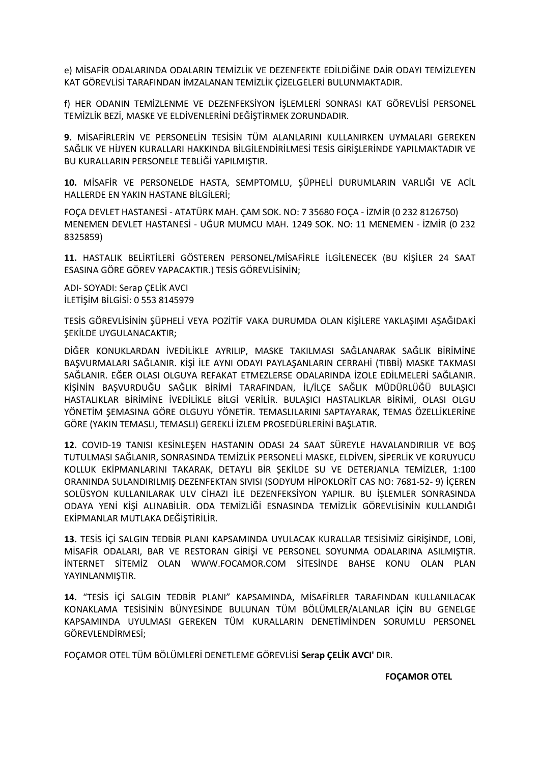e) MİSAFİR ODALARINDA ODALARIN TEMİZLİK VE DEZENFEKTE EDİLDİĞİNE DAİR ODAYI TEMİZLEYEN KAT GÖREVLİSİ TARAFINDAN İMZALANAN TEMİZLİK ÇİZELGELERİ BULUNMAKTADIR.

f) HER ODANIN TEMİZLENME VE DEZENFEKSİYON İŞLEMLERİ SONRASI KAT GÖREVLİSİ PERSONEL TEMİZLİK BEZİ, MASKE VE ELDİVENLERİNİ DEĞİŞTİRMEK ZORUNDADIR.

**9.** MİSAFİRLERİN VE PERSONELİN TESİSİN TÜM ALANLARINI KULLANIRKEN UYMALARI GEREKEN SAĞLIK VE HİJYEN KURALLARI HAKKINDA BİLGİLENDİRİLMESİ TESİS GİRİŞLERİNDE YAPILMAKTADIR VE BU KURALLARIN PERSONELE TEBLİĞİ YAPILMIŞTIR.

**10.** MİSAFİR VE PERSONELDE HASTA, SEMPTOMLU, ŞÜPHELİ DURUMLARIN VARLIĞI VE ACİL HALLERDE EN YAKIN HASTANE BİLGİLERİ;

FOÇA DEVLET HASTANESİ - ATATÜRK MAH. ÇAM SOK. NO: 7 35680 FOÇA - İZMİR (0 232 8126750)
MENEMEN DEVLET HASTANESİ - UĞUR MUMCU MAH. 1249 SOK. NO: 11 MENEMEN - İZMİR (0 232 8325859)

**11.** HASTALIK BELİRTİLERİ GÖSTEREN PERSONEL/MİSAFİRLE İLGİLENECEK (BU KİŞİLER 24 SAAT ESASINA GÖRE GÖREV YAPACAKTIR.) TESİS GÖREVLİSİNİN;

ADI- SOYADI: Serap ÇELİK AVCI
İLETİŞİM BİLGİSİ: 0 553 8145979

TESİS GÖREVLİSİNİN ŞÜPHELİ VEYA POZİTİF VAKA DURUMDA OLAN KİŞİLERE YAKLAŞIMI AŞAĞIDAKİ ŞEKİLDE UYGULANACAKTIR;

DİĞER KONUKLARDAN İVEDİLİKLE AYRILIP, MASKE TAKILMASI SAĞLANARAK SAĞLIK BİRİMİNE BAŞVURMALARI SAĞLANIR. KİŞİ İLE AYNI ODAYI PAYLAŞANLARIN CERRAHİ (TIBBİ) MASKE TAKMASI SAĞLANIR. EĞER OLASI OLGUYA REFAKAT ETMEZLERSE ODALARINDA İZOLE EDİLMELERİ SAĞLANIR. KİŞİNİN BAŞVURDUĞU SAĞLIK BİRİMİ TARAFINDAN, İL/İLÇE SAĞLIK MÜDÜRLÜĞÜ BULAŞICI HASTALIKLAR BİRİMİNE İVEDİLİKLE BİLGİ VERİLİR. BULAŞICI HASTALIKLAR BİRİMİ, OLASI OLGU YÖNETİM ŞEMASINA GÖRE OLGUYU YÖNETİR. TEMASLILARINI SAPTAYARAK, TEMAS ÖZELLİKLERİNE GÖRE (YAKIN TEMASLI, TEMASLI) GEREKLİ İZLEM PROSEDÜRLERİNİ BAŞLATIR.

**12.** COVID-19 TANISI KESİNLEŞEN HASTANIN ODASI 24 SAAT SÜREYLE HAVALANDIRILIR VE BOŞ TUTULMASI SAĞLANIR, SONRASINDA TEMİZLİK PERSONELİ MASKE, ELDİVEN, SİPERLİK VE KORUYUCU KOLLUK EKİPMANLARINI TAKARAK, DETAYLI BİR ŞEKİLDE SU VE DETERJANLA TEMİZLER, 1:100 ORANINDA SULANDIRILMIŞ DEZENFEKTAN SIVISI (SODYUM HİPOKLORİT CAS NO: 7681-52- 9) İÇEREN SOLÜSYON KULLANILARAK ULV CİHAZI İLE DEZENFEKSİYON YAPILIR. BU İŞLEMLER SONRASINDA ODAYA YENİ KİŞİ ALINABİLİR. ODA TEMİZLİĞİ ESNASINDA TEMİZLİK GÖREVLİSİNİN KULLANDIĞI EKİPMANLAR MUTLAKA DEĞİŞTİRİLİR.

**13.** TESİS İÇİ SALGIN TEDBİR PLANI KAPSAMINDA UYULACAK KURALLAR TESİSİMİZ GİRİŞİNDE, LOBİ, MİSAFİR ODALARI, BAR VE RESTORAN GİRİŞİ VE PERSONEL SOYUNMA ODALARINA ASILMIŞTIR. İNTERNET SİTEMİZ OLAN WWW.FOCAMOR.COM SİTESİNDE BAHSE KONU OLAN PLAN YAYINLANMIŞTIR.

**14.** "TESİS İÇİ SALGIN TEDBİR PLANI" KAPSAMINDA, MİSAFİRLER TARAFINDAN KULLANILACAK KONAKLAMA TESİSİNİN BÜNYESİNDE BULUNAN TÜM BÖLÜMLER/ALANLAR İÇİN BU GENELGE KAPSAMINDA UYULMASI GEREKEN TÜM KURALLARIN DENETİMİNDEN SORUMLU PERSONEL GÖREVLENDİRMESİ;

FOÇAMOR OTEL TÜM BÖLÜMLERİ DENETLEME GÖREVLİSİ **Serap ÇELİK AVCI'** DIR.

**FOÇAMOR OTEL**